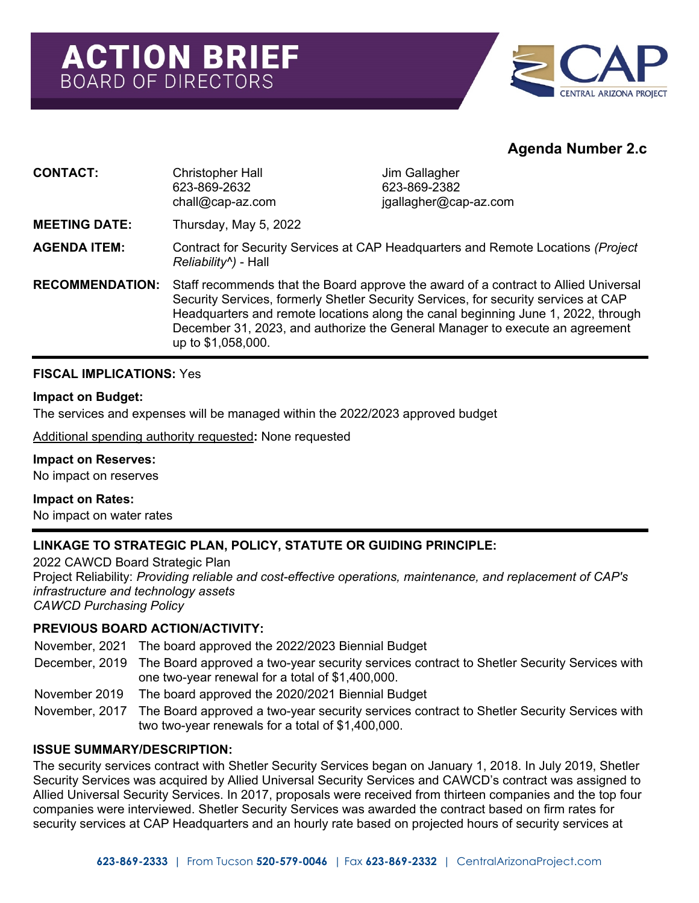# ACTION BRIEF
BOARD OF DIRECTORS

CAP CENTRAL ARIZONA PROJECT

**Agenda Number 2.c**

| | | |
|---|---|---|
| **CONTACT:** | Christopher Hall<br>623-869-2632<br>chall@cap-az.com | Jim Gallagher<br>623-869-2382<br>jgallagher@cap-az.com |
| **MEETING DATE:** | Thursday, May 5, 2022 | |
| **AGENDA ITEM:** | Contract for Security Services at CAP Headquarters and Remote Locations *(Project Reliability^)* - Hall | |
| **RECOMMENDATION:** | Staff recommends that the Board approve the award of a contract to Allied Universal Security Services, formerly Shetler Security Services, for security services at CAP Headquarters and remote locations along the canal beginning June 1, 2022, through December 31, 2023, and authorize the General Manager to execute an agreement up to $1,058,000. | |

**FISCAL IMPLICATIONS:** Yes

**Impact on Budget:**
The services and expenses will be managed within the 2022/2023 approved budget

Additional spending authority requested**:** None requested

**Impact on Reserves:**
No impact on reserves

**Impact on Rates:**
No impact on water rates

**LINKAGE TO STRATEGIC PLAN, POLICY, STATUTE OR GUIDING PRINCIPLE:**

2022 CAWCD Board Strategic Plan
Project Reliability: *Providing reliable and cost-effective operations, maintenance, and replacement of CAP's infrastructure and technology assets*
*CAWCD Purchasing Policy*

**PREVIOUS BOARD ACTION/ACTIVITY:**

| | |
|---|---|
| November, 2021 | The board approved the 2022/2023 Biennial Budget |
| December, 2019 | The Board approved a two-year security services contract to Shetler Security Services with one two-year renewal for a total of $1,400,000. |
| November 2019 | The board approved the 2020/2021 Biennial Budget |
| November, 2017 | The Board approved a two-year security services contract to Shetler Security Services with two two-year renewals for a total of $1,400,000. |

**ISSUE SUMMARY/DESCRIPTION:**

The security services contract with Shetler Security Services began on January 1, 2018. In July 2019, Shetler Security Services was acquired by Allied Universal Security Services and CAWCD's contract was assigned to Allied Universal Security Services. In 2017, proposals were received from thirteen companies and the top four companies were interviewed. Shetler Security Services was awarded the contract based on firm rates for security services at CAP Headquarters and an hourly rate based on projected hours of security services at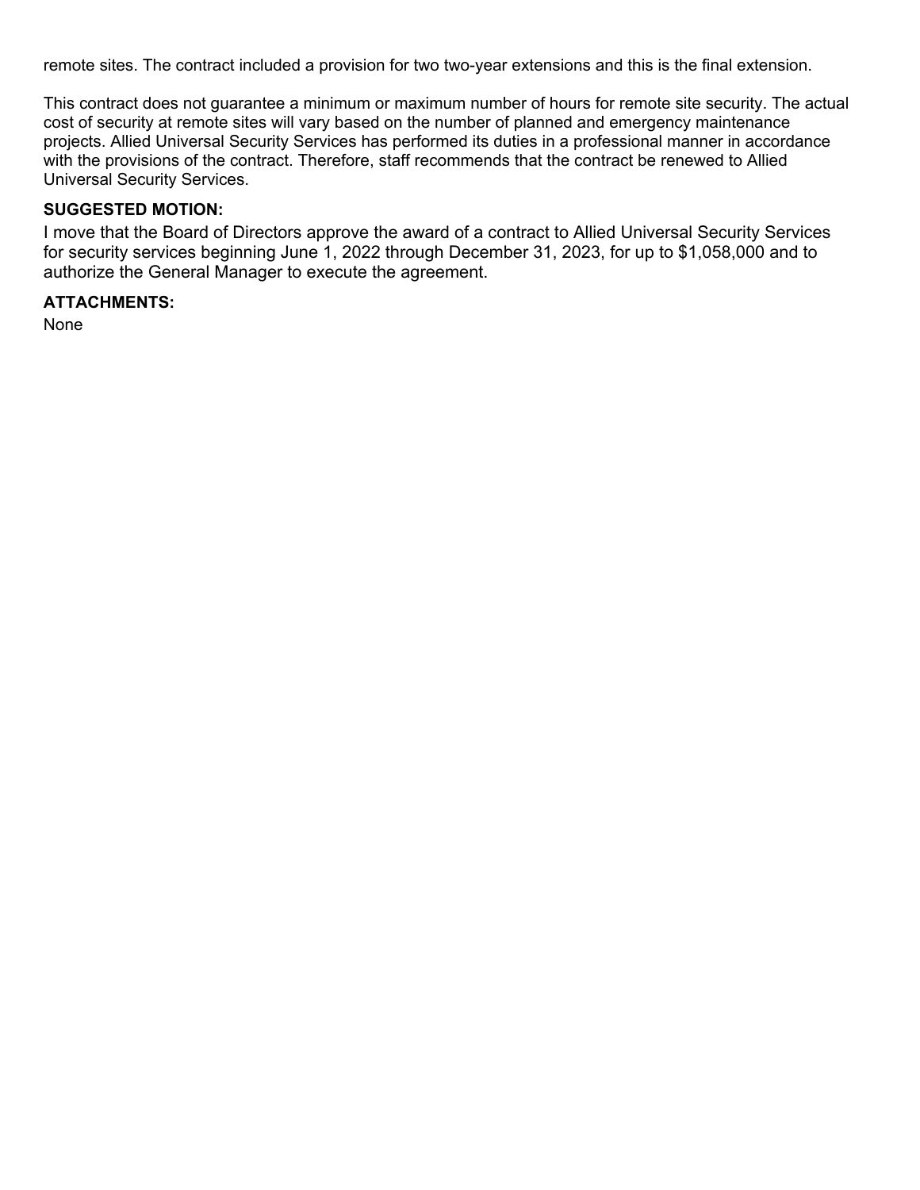remote sites. The contract included a provision for two two-year extensions and this is the final extension.

This contract does not guarantee a minimum or maximum number of hours for remote site security. The actual cost of security at remote sites will vary based on the number of planned and emergency maintenance projects. Allied Universal Security Services has performed its duties in a professional manner in accordance with the provisions of the contract. Therefore, staff recommends that the contract be renewed to Allied Universal Security Services.

**SUGGESTED MOTION:**

I move that the Board of Directors approve the award of a contract to Allied Universal Security Services for security services beginning June 1, 2022 through December 31, 2023, for up to $1,058,000 and to authorize the General Manager to execute the agreement.

**ATTACHMENTS:**

None